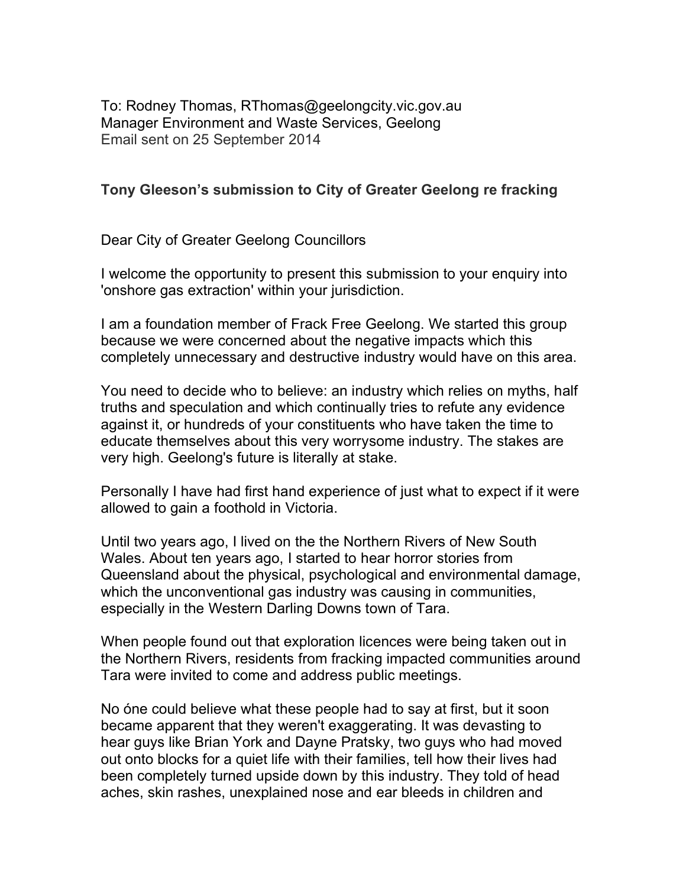To: Rodney Thomas, RThomas@geelongcity.vic.gov.au
Manager Environment and Waste Services, Geelong
Email sent on 25 September 2014

**Tony Gleeson's submission to City of Greater Geelong re fracking**

Dear City of Greater Geelong Councillors

I welcome the opportunity to present this submission to your enquiry into 'onshore gas extraction' within your jurisdiction.

I am a foundation member of Frack Free Geelong. We started this group because we were concerned about the negative impacts which this completely unnecessary and destructive industry would have on this area.

You need to decide who to believe: an industry which relies on myths, half truths and speculation and which continually tries to refute any evidence against it, or hundreds of your constituents who have taken the time to educate themselves about this very worrysome industry. The stakes are very high. Geelong's future is literally at stake.

Personally I have had first hand experience of just what to expect if it were allowed to gain a foothold in Victoria.

Until two years ago, I lived on the the Northern Rivers of New South Wales. About ten years ago, I started to hear horror stories from Queensland about the physical, psychological and environmental damage, which the unconventional gas industry was causing in communities, especially in the Western Darling Downs town of Tara.

When people found out that exploration licences were being taken out in the Northern Rivers, residents from fracking impacted communities around Tara were invited to come and address public meetings.

No óne could believe what these people had to say at first, but it soon became apparent that they weren't exaggerating. It was devasting to hear guys like Brian York and Dayne Pratsky, two guys who had moved out onto blocks for a quiet life with their families, tell how their lives had been completely turned upside down by this industry. They told of head aches, skin rashes, unexplained nose and ear bleeds in children and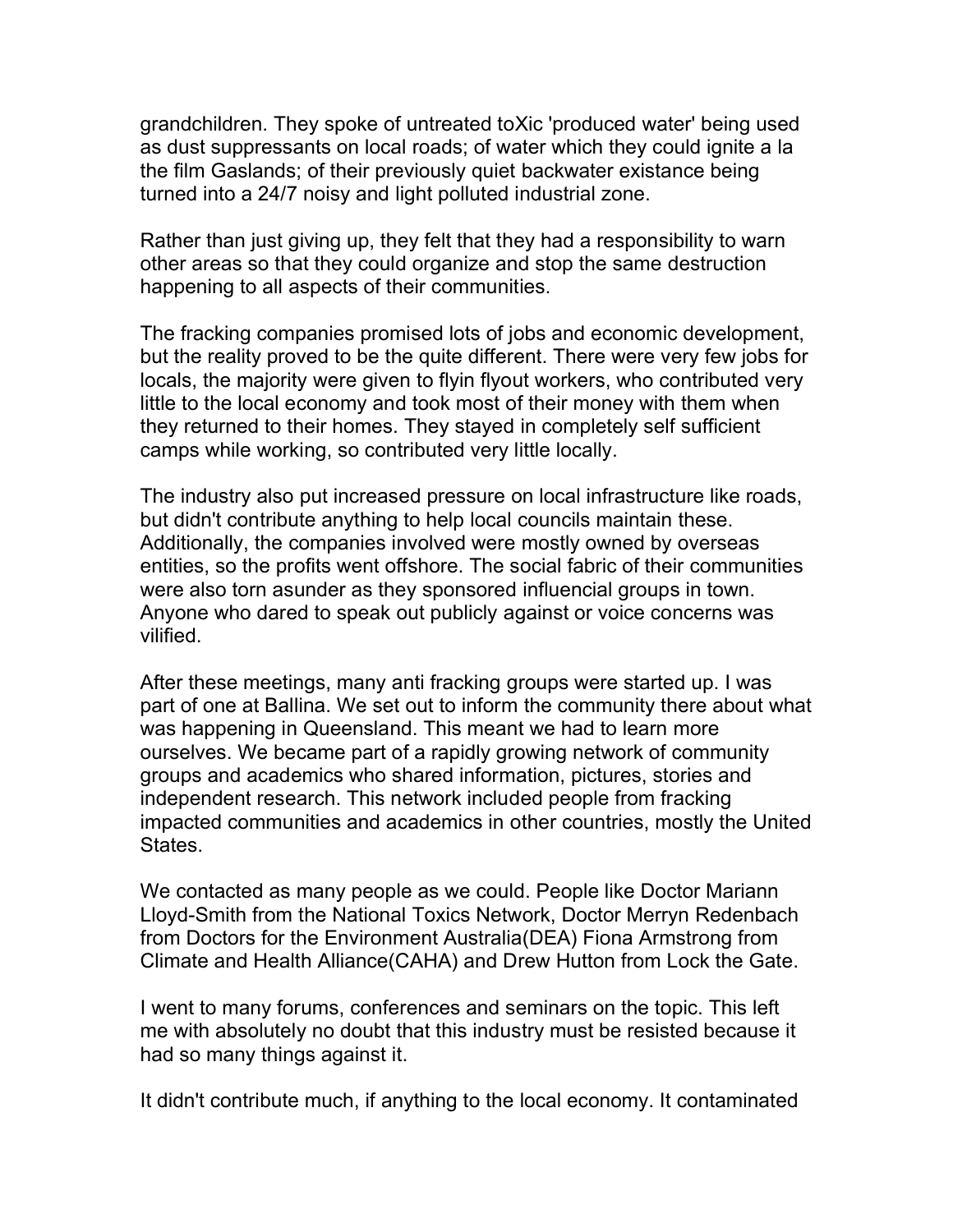grandchildren. They spoke of untreated toXic 'produced water' being used as dust suppressants on local roads; of water which they could ignite a la the film Gaslands; of their previously quiet backwater existance being turned into a 24/7 noisy and light polluted industrial zone.

Rather than just giving up, they felt that they had a responsibility to warn other areas so that they could organize and stop the same destruction happening to all aspects of their communities.

The fracking companies promised lots of jobs and economic development, but the reality proved to be the quite different. There were very few jobs for locals, the majority were given to flyin flyout workers, who contributed very little to the local economy and took most of their money with them when they returned to their homes. They stayed in completely self sufficient camps while working, so contributed very little locally.

The industry also put increased pressure on local infrastructure like roads, but didn't contribute anything to help local councils maintain these. Additionally, the companies involved were mostly owned by overseas entities, so the profits went offshore. The social fabric of their communities were also torn asunder as they sponsored influencial groups in town. Anyone who dared to speak out publicly against or voice concerns was vilified.

After these meetings, many anti fracking groups were started up. I was part of one at Ballina. We set out to inform the community there about what was happening in Queensland. This meant we had to learn more ourselves. We became part of a rapidly growing network of community groups and academics who shared information, pictures, stories and independent research. This network included people from fracking impacted communities and academics in other countries, mostly the United States.

We contacted as many people as we could. People like Doctor Mariann Lloyd-Smith from the National Toxics Network, Doctor Merryn Redenbach from Doctors for the Environment Australia(DEA) Fiona Armstrong from Climate and Health Alliance(CAHA) and Drew Hutton from Lock the Gate.

I went to many forums, conferences and seminars on the topic. This left me with absolutely no doubt that this industry must be resisted because it had so many things against it.

It didn't contribute much, if anything to the local economy. It contaminated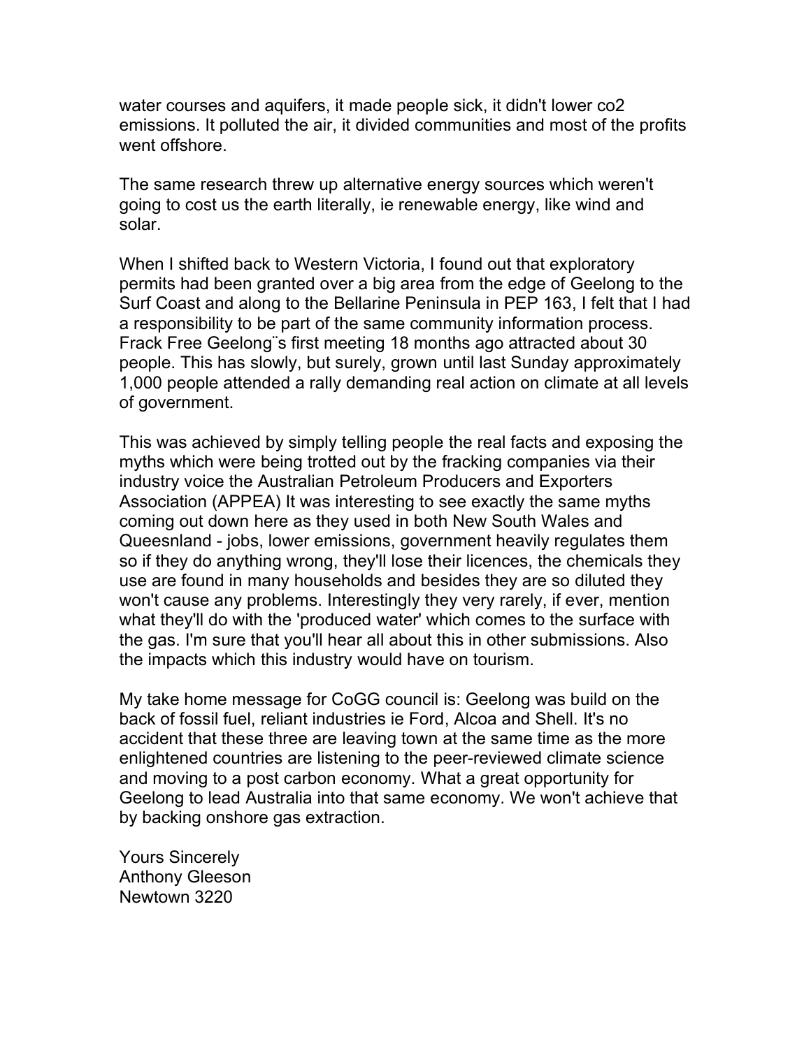water courses and aquifers, it made people sick, it didn't lower co2 emissions. It polluted the air, it divided communities and most of the profits went offshore.

The same research threw up alternative energy sources which weren't going to cost us the earth literally, ie renewable energy, like wind and solar.

When I shifted back to Western Victoria, I found out that exploratory permits had been granted over a big area from the edge of Geelong to the Surf Coast and along to the Bellarine Peninsula in PEP 163, I felt that I had a responsibility to be part of the same community information process. Frack Free Geelong¨s first meeting 18 months ago attracted about 30 people. This has slowly, but surely, grown until last Sunday approximately 1,000 people attended a rally demanding real action on climate at all levels of government.

This was achieved by simply telling people the real facts and exposing the myths which were being trotted out by the fracking companies via their industry voice the Australian Petroleum Producers and Exporters Association (APPEA) It was interesting to see exactly the same myths coming out down here as they used in both New South Wales and Queesnland - jobs, lower emissions, government heavily regulates them so if they do anything wrong, they'll lose their licences, the chemicals they use are found in many households and besides they are so diluted they won't cause any problems. Interestingly they very rarely, if ever, mention what they'll do with the 'produced water' which comes to the surface with the gas. I'm sure that you'll hear all about this in other submissions. Also the impacts which this industry would have on tourism.

My take home message for CoGG council is: Geelong was build on the back of fossil fuel, reliant industries ie Ford, Alcoa and Shell. It's no accident that these three are leaving town at the same time as the more enlightened countries are listening to the peer-reviewed climate science and moving to a post carbon economy. What a great opportunity for Geelong to lead Australia into that same economy. We won't achieve that by backing onshore gas extraction.

Yours Sincerely
Anthony Gleeson
Newtown 3220